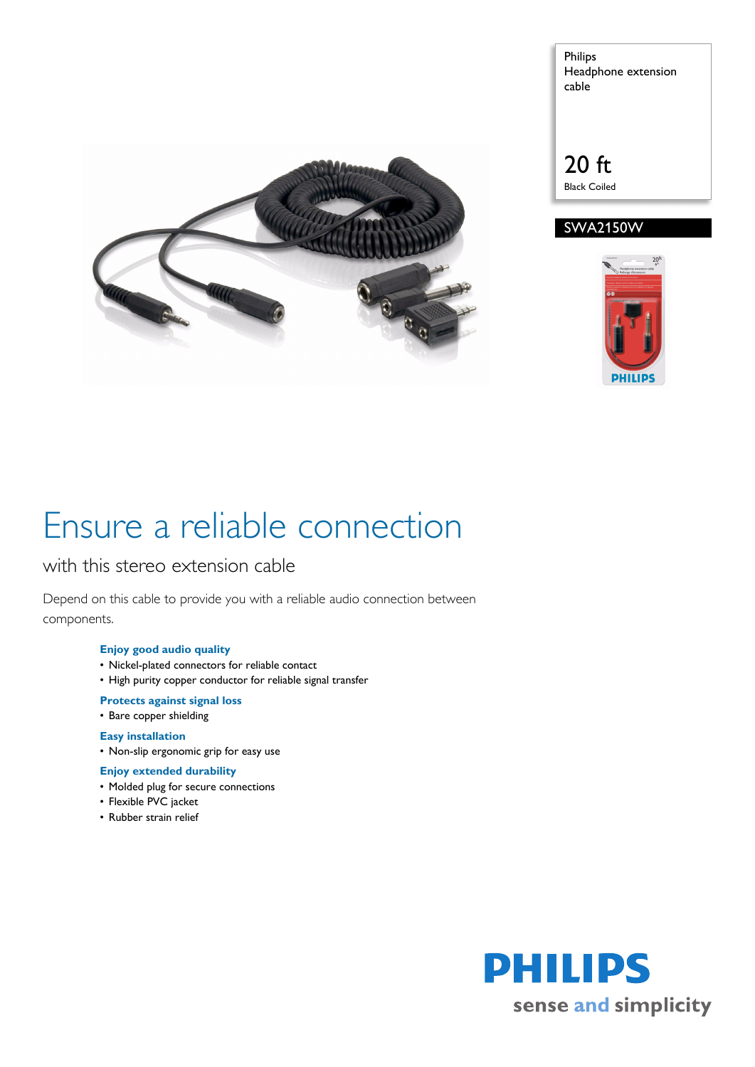Philips
Headphone extension cable

20 ft
Black Coiled

SWA2150W

# Ensure a reliable connection

## with this stereo extension cable

Depend on this cable to provide you with a reliable audio connection between components.

**Enjoy good audio quality**
- Nickel-plated connectors for reliable contact
- High purity copper conductor for reliable signal transfer

**Protects against signal loss**
- Bare copper shielding

**Easy installation**
- Non-slip ergonomic grip for easy use

**Enjoy extended durability**
- Molded plug for secure connections
- Flexible PVC jacket
- Rubber strain relief

PHILIPS
sense and simplicity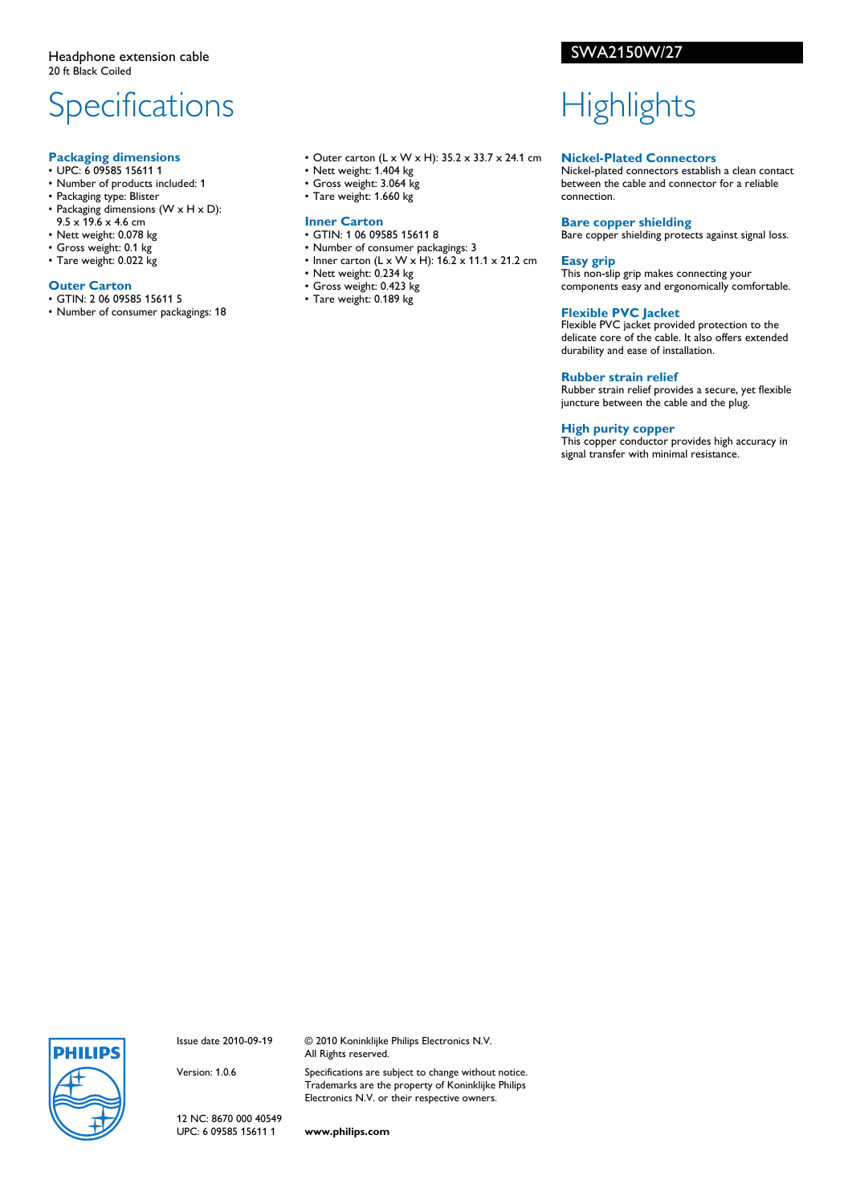Headphone extension cable
20 ft Black Coiled

SWA2150W/27

# Specifications

### Packaging dimensions
- UPC: 6 09585 15611 1
- Number of products included: 1
- Packaging type: Blister
- Packaging dimensions (W x H x D): 9.5 x 19.6 x 4.6 cm
- Nett weight: 0.078 kg
- Gross weight: 0.1 kg
- Tare weight: 0.022 kg

### Outer Carton
- GTIN: 2 06 09585 15611 5
- Number of consumer packagings: 18
- Outer carton (L x W x H): 35.2 x 33.7 x 24.1 cm
- Nett weight: 1.404 kg
- Gross weight: 3.064 kg
- Tare weight: 1.660 kg

### Inner Carton
- GTIN: 1 06 09585 15611 8
- Number of consumer packagings: 3
- Inner carton (L x W x H): 16.2 x 11.1 x 21.2 cm
- Nett weight: 0.234 kg
- Gross weight: 0.423 kg
- Tare weight: 0.189 kg

# Highlights

### Nickel-Plated Connectors
Nickel-plated connectors establish a clean contact between the cable and connector for a reliable connection.

### Bare copper shielding
Bare copper shielding protects against signal loss.

### Easy grip
This non-slip grip makes connecting your components easy and ergonomically comfortable.

### Flexible PVC Jacket
Flexible PVC jacket provided protection to the delicate core of the cable. It also offers extended durability and ease of installation.

### Rubber strain relief
Rubber strain relief provides a secure, yet flexible juncture between the cable and the plug.

### High purity copper
This copper conductor provides high accuracy in signal transfer with minimal resistance.

Issue date 2010-09-19

Version: 1.0.6

12 NC: 8670 000 40549
UPC: 6 09585 15611 1

© 2010 Koninklijke Philips Electronics N.V.
All Rights reserved.

Specifications are subject to change without notice. Trademarks are the property of Koninklijke Philips Electronics N.V. or their respective owners.

**www.philips.com**